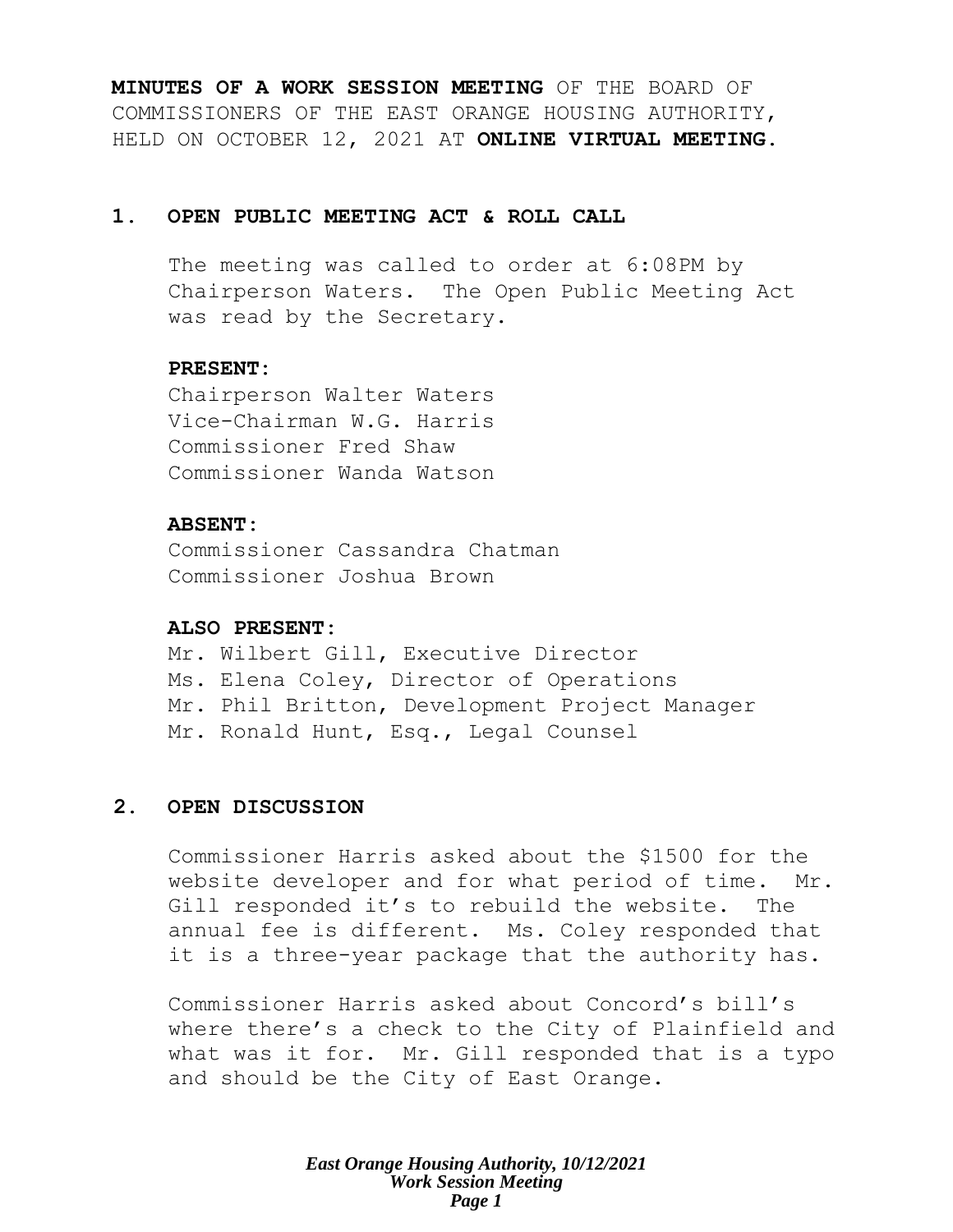**MINUTES OF A WORK SESSION MEETING** OF THE BOARD OF COMMISSIONERS OF THE EAST ORANGE HOUSING AUTHORITY, HELD ON OCTOBER 12, 2021 AT **ONLINE VIRTUAL MEETING.**

## 1. OPEN PUBLIC MEETING ACT & ROLL CALL

The meeting was called to order at 6:08PM by Chairperson Waters. The Open Public Meeting Act was read by the Secretary.

**PRESENT:**

Chairperson Walter Waters
Vice-Chairman W.G. Harris
Commissioner Fred Shaw
Commissioner Wanda Watson

**ABSENT:**

Commissioner Cassandra Chatman
Commissioner Joshua Brown

**ALSO PRESENT:**

Mr. Wilbert Gill, Executive Director
Ms. Elena Coley, Director of Operations
Mr. Phil Britton, Development Project Manager
Mr. Ronald Hunt, Esq., Legal Counsel

## 2. OPEN DISCUSSION

Commissioner Harris asked about the $1500 for the website developer and for what period of time. Mr. Gill responded it's to rebuild the website. The annual fee is different. Ms. Coley responded that it is a three-year package that the authority has.

Commissioner Harris asked about Concord's bill's where there's a check to the City of Plainfield and what was it for. Mr. Gill responded that is a typo and should be the City of East Orange.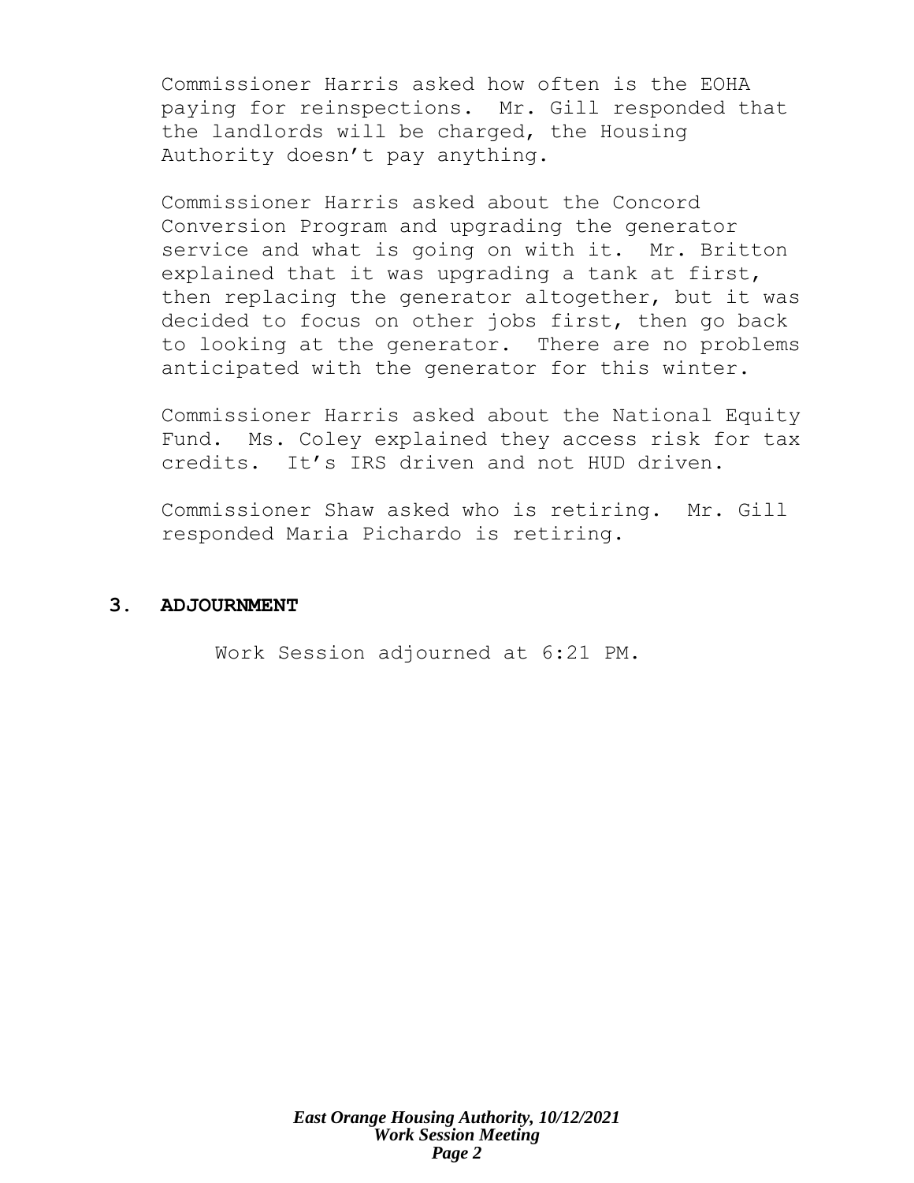Commissioner Harris asked how often is the EOHA paying for reinspections. Mr. Gill responded that the landlords will be charged, the Housing Authority doesn't pay anything.

Commissioner Harris asked about the Concord Conversion Program and upgrading the generator service and what is going on with it. Mr. Britton explained that it was upgrading a tank at first, then replacing the generator altogether, but it was decided to focus on other jobs first, then go back to looking at the generator. There are no problems anticipated with the generator for this winter.

Commissioner Harris asked about the National Equity Fund. Ms. Coley explained they access risk for tax credits. It's IRS driven and not HUD driven.

Commissioner Shaw asked who is retiring. Mr. Gill responded Maria Pichardo is retiring.

## 3. ADJOURNMENT

Work Session adjourned at 6:21 PM.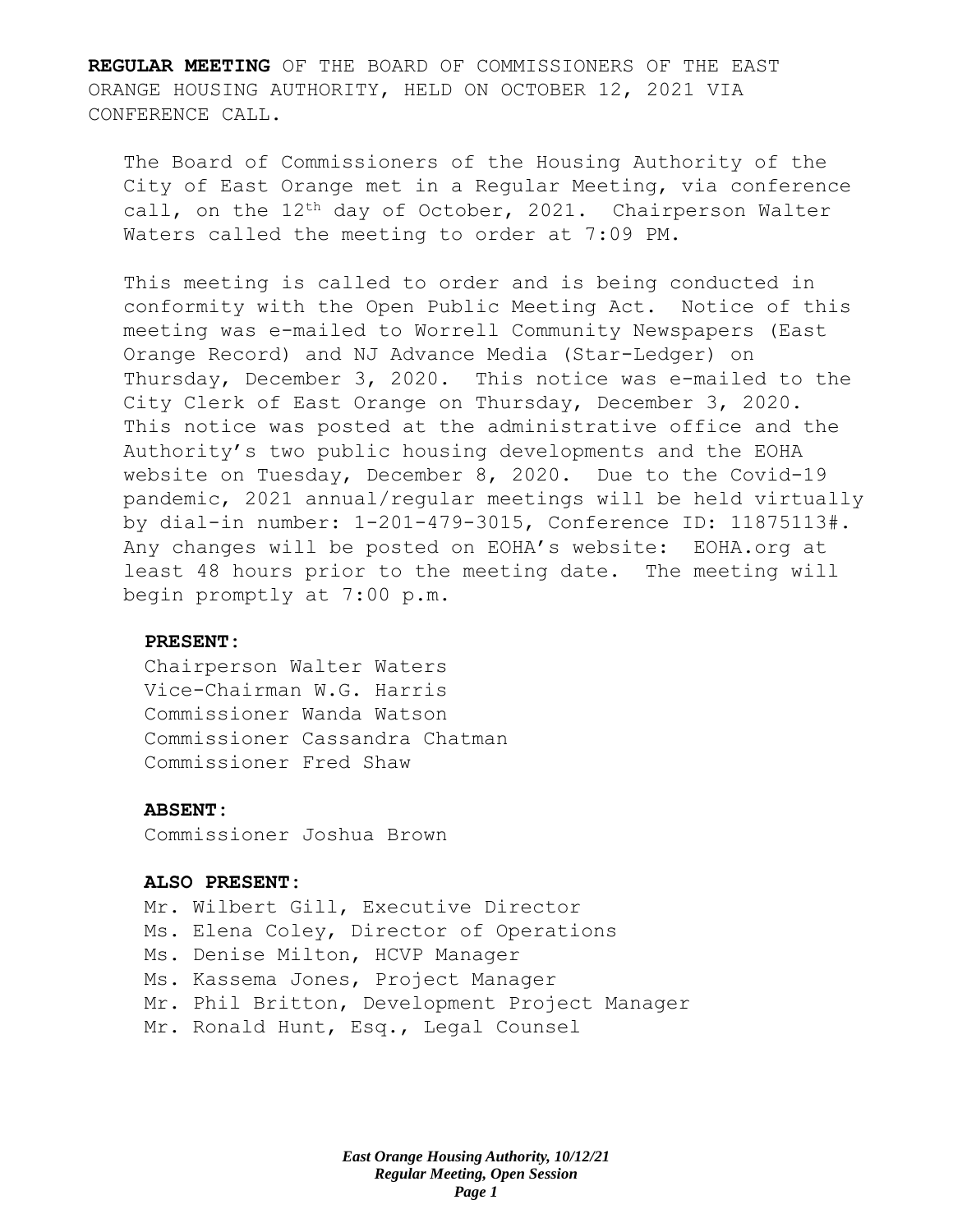**REGULAR MEETING** OF THE BOARD OF COMMISSIONERS OF THE EAST ORANGE HOUSING AUTHORITY, HELD ON OCTOBER 12, 2021 VIA CONFERENCE CALL.

The Board of Commissioners of the Housing Authority of the City of East Orange met in a Regular Meeting, via conference call, on the 12th day of October, 2021. Chairperson Walter Waters called the meeting to order at 7:09 PM.

This meeting is called to order and is being conducted in conformity with the Open Public Meeting Act. Notice of this meeting was e-mailed to Worrell Community Newspapers (East Orange Record) and NJ Advance Media (Star-Ledger) on Thursday, December 3, 2020. This notice was e-mailed to the City Clerk of East Orange on Thursday, December 3, 2020. This notice was posted at the administrative office and the Authority's two public housing developments and the EOHA website on Tuesday, December 8, 2020. Due to the Covid-19 pandemic, 2021 annual/regular meetings will be held virtually by dial-in number: 1-201-479-3015, Conference ID: 11875113#. Any changes will be posted on EOHA's website: EOHA.org at least 48 hours prior to the meeting date. The meeting will begin promptly at 7:00 p.m.

**PRESENT:**

Chairperson Walter Waters
Vice-Chairman W.G. Harris
Commissioner Wanda Watson
Commissioner Cassandra Chatman
Commissioner Fred Shaw

**ABSENT:**

Commissioner Joshua Brown

**ALSO PRESENT:**

Mr. Wilbert Gill, Executive Director
Ms. Elena Coley, Director of Operations
Ms. Denise Milton, HCVP Manager
Ms. Kassema Jones, Project Manager
Mr. Phil Britton, Development Project Manager
Mr. Ronald Hunt, Esq., Legal Counsel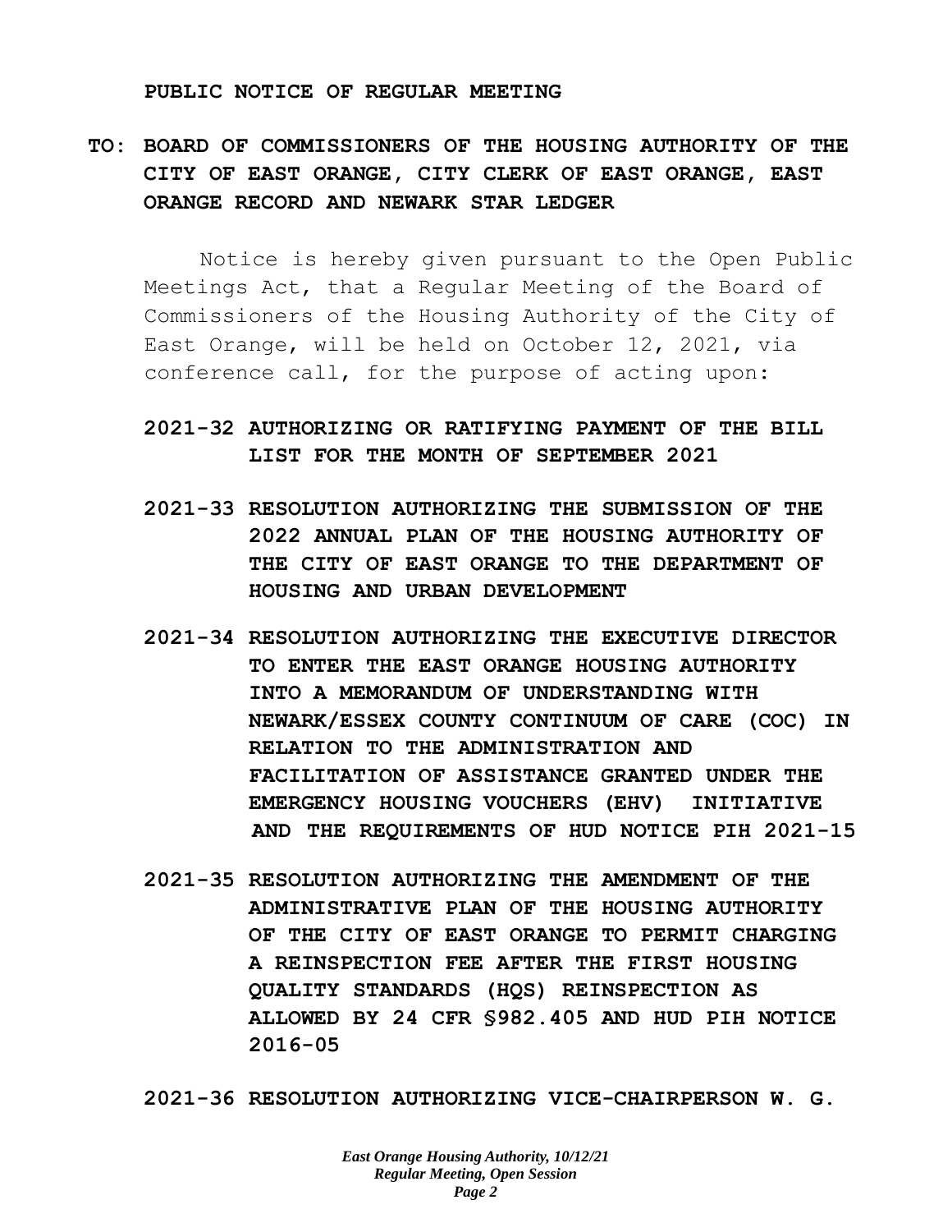**PUBLIC NOTICE OF REGULAR MEETING**

**TO: BOARD OF COMMISSIONERS OF THE HOUSING AUTHORITY OF THE CITY OF EAST ORANGE, CITY CLERK OF EAST ORANGE, EAST ORANGE RECORD AND NEWARK STAR LEDGER**

Notice is hereby given pursuant to the Open Public Meetings Act, that a Regular Meeting of the Board of Commissioners of the Housing Authority of the City of East Orange, will be held on October 12, 2021, via conference call, for the purpose of acting upon:

**2021-32 AUTHORIZING OR RATIFYING PAYMENT OF THE BILL LIST FOR THE MONTH OF SEPTEMBER 2021**

**2021-33 RESOLUTION AUTHORIZING THE SUBMISSION OF THE 2022 ANNUAL PLAN OF THE HOUSING AUTHORITY OF THE CITY OF EAST ORANGE TO THE DEPARTMENT OF HOUSING AND URBAN DEVELOPMENT**

**2021-34 RESOLUTION AUTHORIZING THE EXECUTIVE DIRECTOR TO ENTER THE EAST ORANGE HOUSING AUTHORITY INTO A MEMORANDUM OF UNDERSTANDING WITH NEWARK/ESSEX COUNTY CONTINUUM OF CARE (COC) IN RELATION TO THE ADMINISTRATION AND FACILITATION OF ASSISTANCE GRANTED UNDER THE EMERGENCY HOUSING VOUCHERS (EHV) INITIATIVE AND THE REQUIREMENTS OF HUD NOTICE PIH 2021-15**

**2021-35 RESOLUTION AUTHORIZING THE AMENDMENT OF THE ADMINISTRATIVE PLAN OF THE HOUSING AUTHORITY OF THE CITY OF EAST ORANGE TO PERMIT CHARGING A REINSPECTION FEE AFTER THE FIRST HOUSING QUALITY STANDARDS (HQS) REINSPECTION AS ALLOWED BY 24 CFR §982.405 AND HUD PIH NOTICE 2016-05**

**2021-36 RESOLUTION AUTHORIZING VICE-CHAIRPERSON W. G.**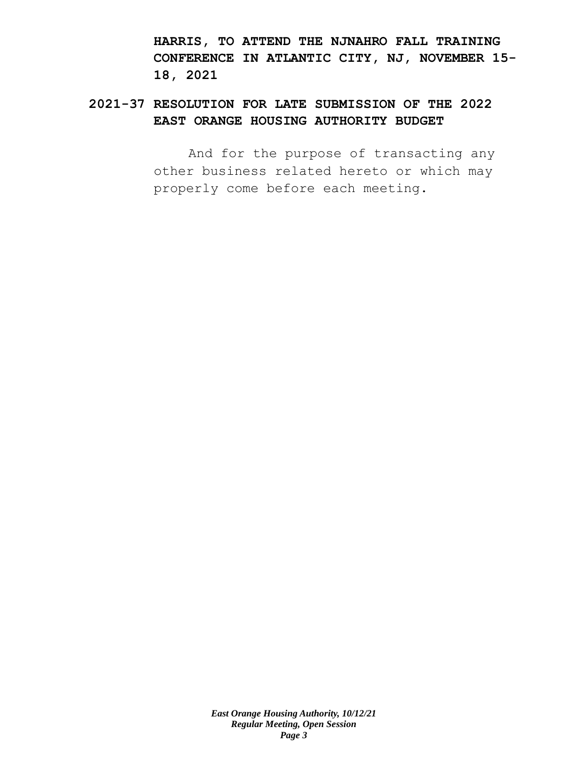**HARRIS, TO ATTEND THE NJNAHRO FALL TRAINING CONFERENCE IN ATLANTIC CITY, NJ, NOVEMBER 15-18, 2021**

**2021-37 RESOLUTION FOR LATE SUBMISSION OF THE 2022 EAST ORANGE HOUSING AUTHORITY BUDGET**

And for the purpose of transacting any other business related hereto or which may properly come before each meeting.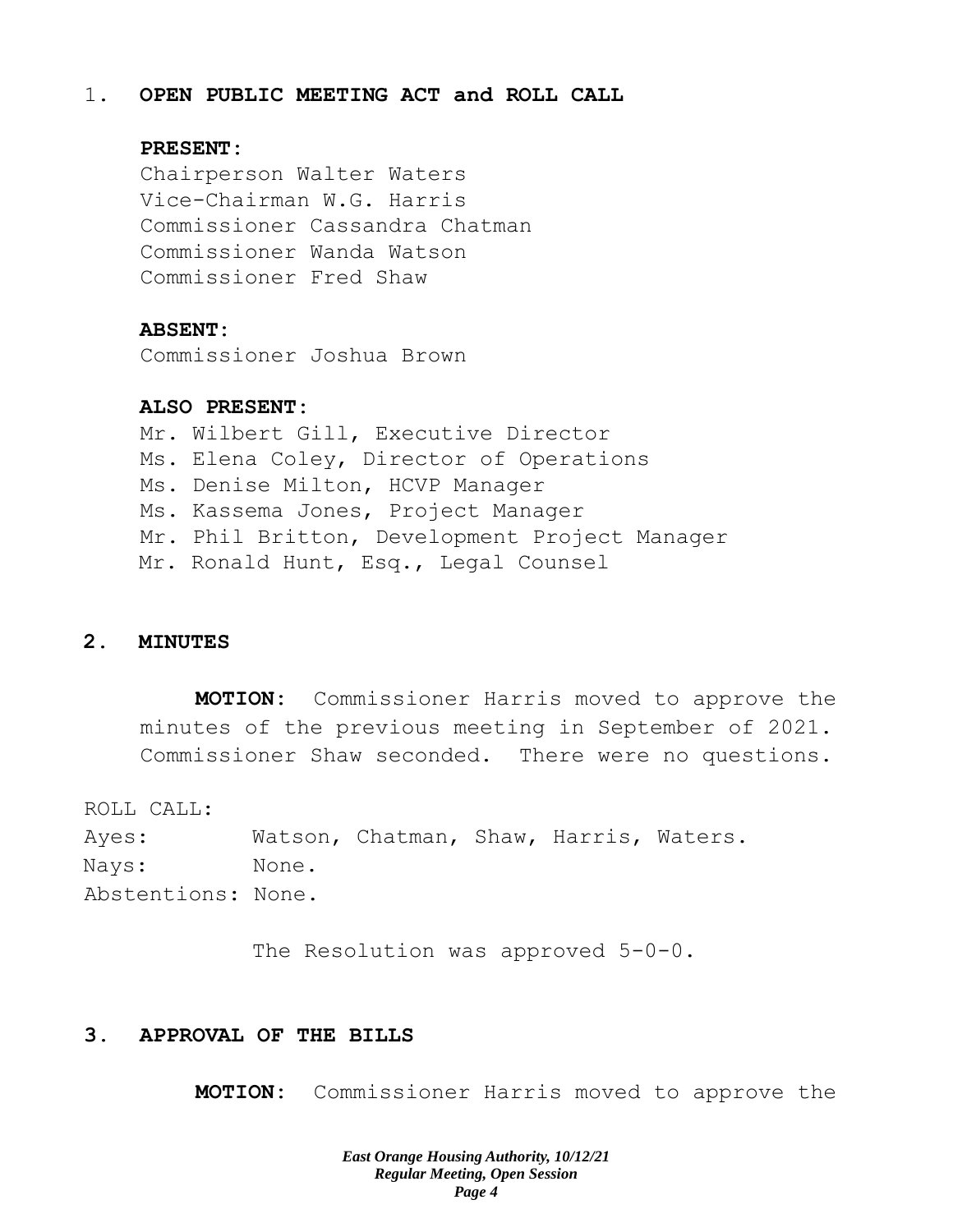1. **OPEN PUBLIC MEETING ACT and ROLL CALL**

**PRESENT:**

Chairperson Walter Waters
Vice-Chairman W.G. Harris
Commissioner Cassandra Chatman
Commissioner Wanda Watson
Commissioner Fred Shaw

**ABSENT:**

Commissioner Joshua Brown

**ALSO PRESENT:**

Mr. Wilbert Gill, Executive Director
Ms. Elena Coley, Director of Operations
Ms. Denise Milton, HCVP Manager
Ms. Kassema Jones, Project Manager
Mr. Phil Britton, Development Project Manager
Mr. Ronald Hunt, Esq., Legal Counsel

2. **MINUTES**

**MOTION:** Commissioner Harris moved to approve the minutes of the previous meeting in September of 2021. Commissioner Shaw seconded. There were no questions.

ROLL CALL:
Ayes: Watson, Chatman, Shaw, Harris, Waters.
Nays: None.
Abstentions: None.

The Resolution was approved 5-0-0.

3. **APPROVAL OF THE BILLS**

**MOTION:** Commissioner Harris moved to approve the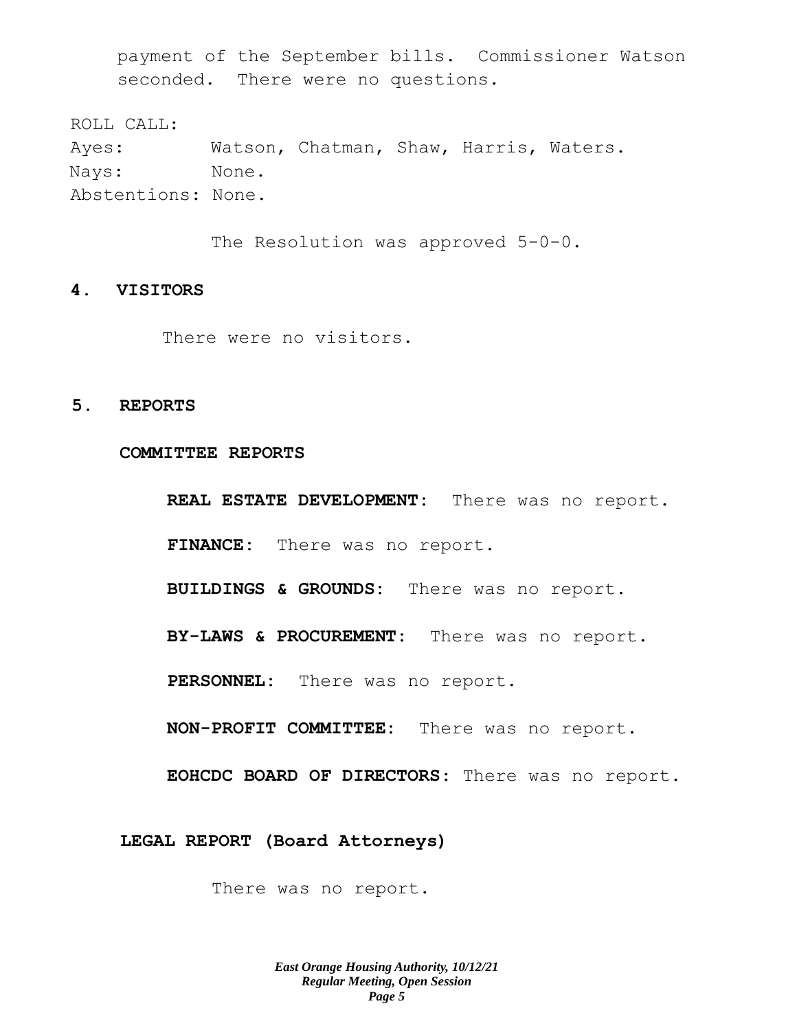payment of the September bills. Commissioner Watson seconded. There were no questions.

ROLL CALL:
Ayes: Watson, Chatman, Shaw, Harris, Waters.
Nays: None.
Abstentions: None.

The Resolution was approved 5-0-0.

## 4. VISITORS

There were no visitors.

## 5. REPORTS

### COMMITTEE REPORTS

**REAL ESTATE DEVELOPMENT:** There was no report.

**FINANCE:** There was no report.

**BUILDINGS & GROUNDS:** There was no report.

**BY-LAWS & PROCUREMENT:** There was no report.

**PERSONNEL:** There was no report.

**NON-PROFIT COMMITTEE:** There was no report.

**EOHCDC BOARD OF DIRECTORS:** There was no report.

### LEGAL REPORT (Board Attorneys)

There was no report.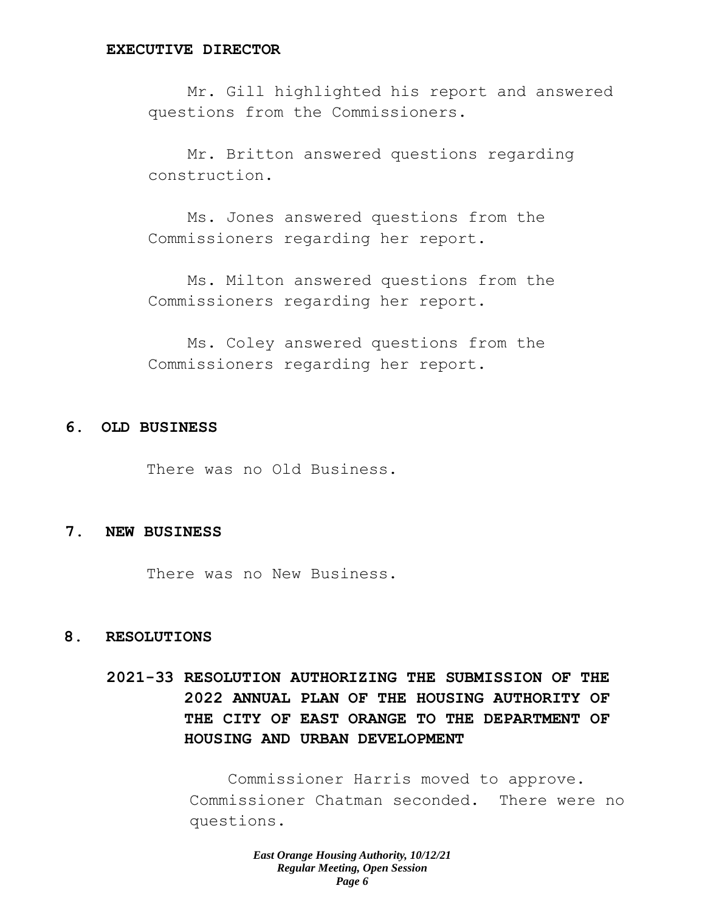**EXECUTIVE DIRECTOR**

Mr. Gill highlighted his report and answered questions from the Commissioners.

Mr. Britton answered questions regarding construction.

Ms. Jones answered questions from the Commissioners regarding her report.

Ms. Milton answered questions from the Commissioners regarding her report.

Ms. Coley answered questions from the Commissioners regarding her report.

## 6. OLD BUSINESS

There was no Old Business.

## 7. NEW BUSINESS

There was no New Business.

## 8. RESOLUTIONS

### 2021-33 RESOLUTION AUTHORIZING THE SUBMISSION OF THE 2022 ANNUAL PLAN OF THE HOUSING AUTHORITY OF THE CITY OF EAST ORANGE TO THE DEPARTMENT OF HOUSING AND URBAN DEVELOPMENT

Commissioner Harris moved to approve. Commissioner Chatman seconded. There were no questions.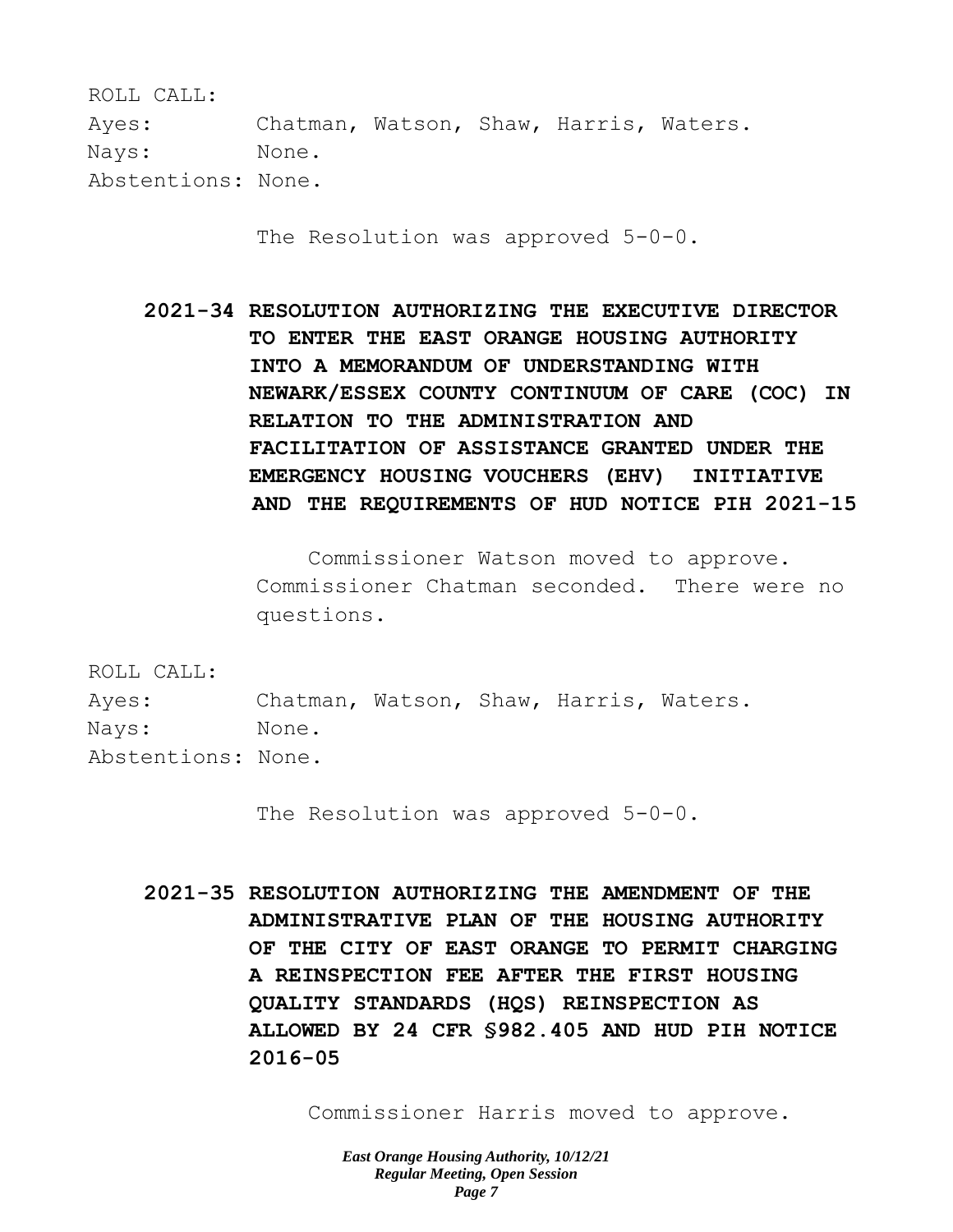ROLL CALL:
Ayes: Chatman, Watson, Shaw, Harris, Waters.
Nays: None.
Abstentions: None.

The Resolution was approved 5-0-0.

**2021-34 RESOLUTION AUTHORIZING THE EXECUTIVE DIRECTOR TO ENTER THE EAST ORANGE HOUSING AUTHORITY INTO A MEMORANDUM OF UNDERSTANDING WITH NEWARK/ESSEX COUNTY CONTINUUM OF CARE (COC) IN RELATION TO THE ADMINISTRATION AND FACILITATION OF ASSISTANCE GRANTED UNDER THE EMERGENCY HOUSING VOUCHERS (EHV) INITIATIVE AND THE REQUIREMENTS OF HUD NOTICE PIH 2021-15**

Commissioner Watson moved to approve. Commissioner Chatman seconded. There were no questions.

ROLL CALL:
Ayes: Chatman, Watson, Shaw, Harris, Waters.
Nays: None.
Abstentions: None.

The Resolution was approved 5-0-0.

**2021-35 RESOLUTION AUTHORIZING THE AMENDMENT OF THE ADMINISTRATIVE PLAN OF THE HOUSING AUTHORITY OF THE CITY OF EAST ORANGE TO PERMIT CHARGING A REINSPECTION FEE AFTER THE FIRST HOUSING QUALITY STANDARDS (HQS) REINSPECTION AS ALLOWED BY 24 CFR §982.405 AND HUD PIH NOTICE 2016-05**

Commissioner Harris moved to approve.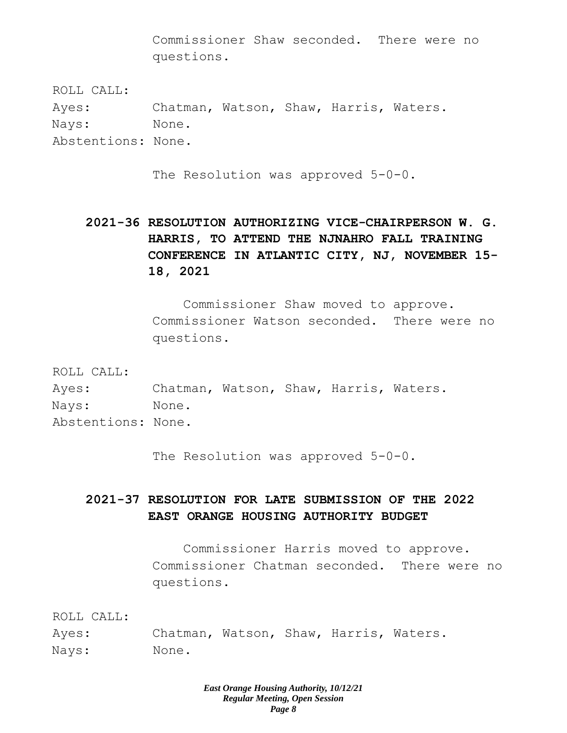Commissioner Shaw seconded. There were no questions.

ROLL CALL:
Ayes: Chatman, Watson, Shaw, Harris, Waters.
Nays: None.
Abstentions: None.

The Resolution was approved 5-0-0.

**2021-36 RESOLUTION AUTHORIZING VICE-CHAIRPERSON W. G. HARRIS, TO ATTEND THE NJNAHRO FALL TRAINING CONFERENCE IN ATLANTIC CITY, NJ, NOVEMBER 15-18, 2021**

Commissioner Shaw moved to approve. Commissioner Watson seconded. There were no questions.

ROLL CALL:
Ayes: Chatman, Watson, Shaw, Harris, Waters.
Nays: None.
Abstentions: None.

The Resolution was approved 5-0-0.

**2021-37 RESOLUTION FOR LATE SUBMISSION OF THE 2022 EAST ORANGE HOUSING AUTHORITY BUDGET**

Commissioner Harris moved to approve. Commissioner Chatman seconded. There were no questions.

ROLL CALL:
Ayes: Chatman, Watson, Shaw, Harris, Waters.
Nays: None.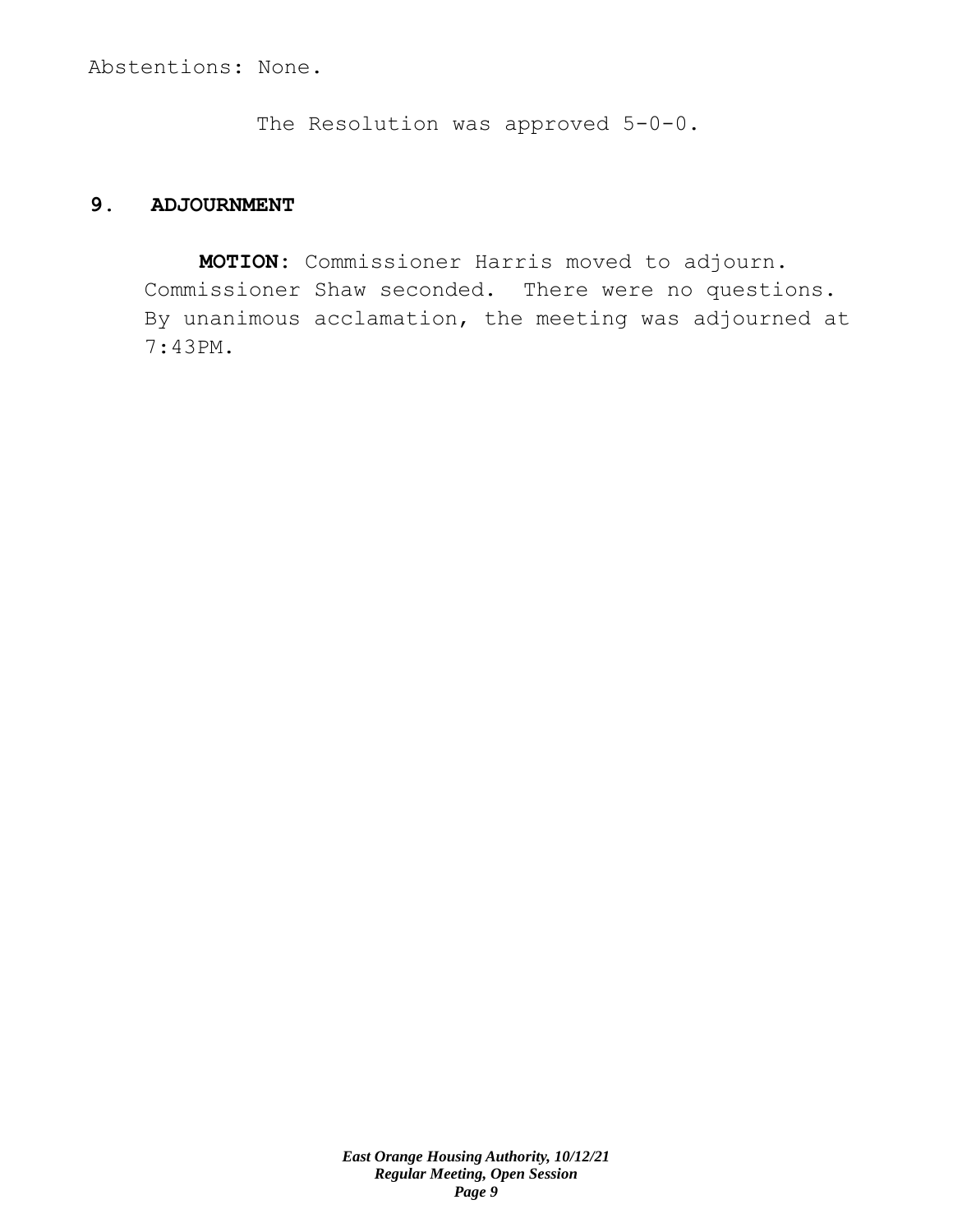Abstentions: None.

The Resolution was approved 5-0-0.

## 9. ADJOURNMENT

**MOTION**: Commissioner Harris moved to adjourn. Commissioner Shaw seconded. There were no questions. By unanimous acclamation, the meeting was adjourned at 7:43PM.